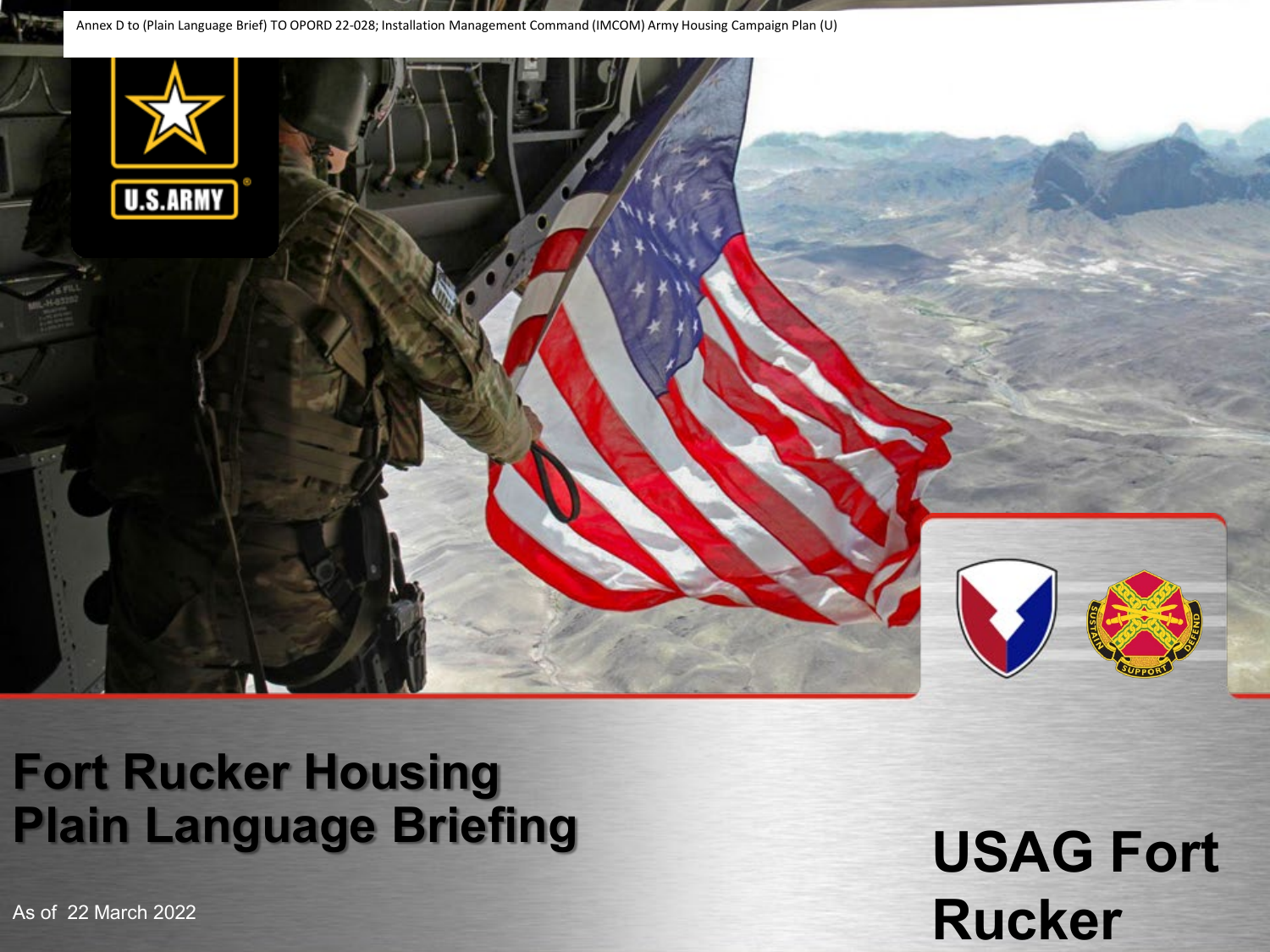Annex D to (Plain Language Brief) TO OPORD 22-028; Installation Management Command (IMCOM) Army Housing Campaign Plan (U)

# Fort Rucker Housing Plain Language Briefing

As of 22 March 2022

## USAG Fort Rucker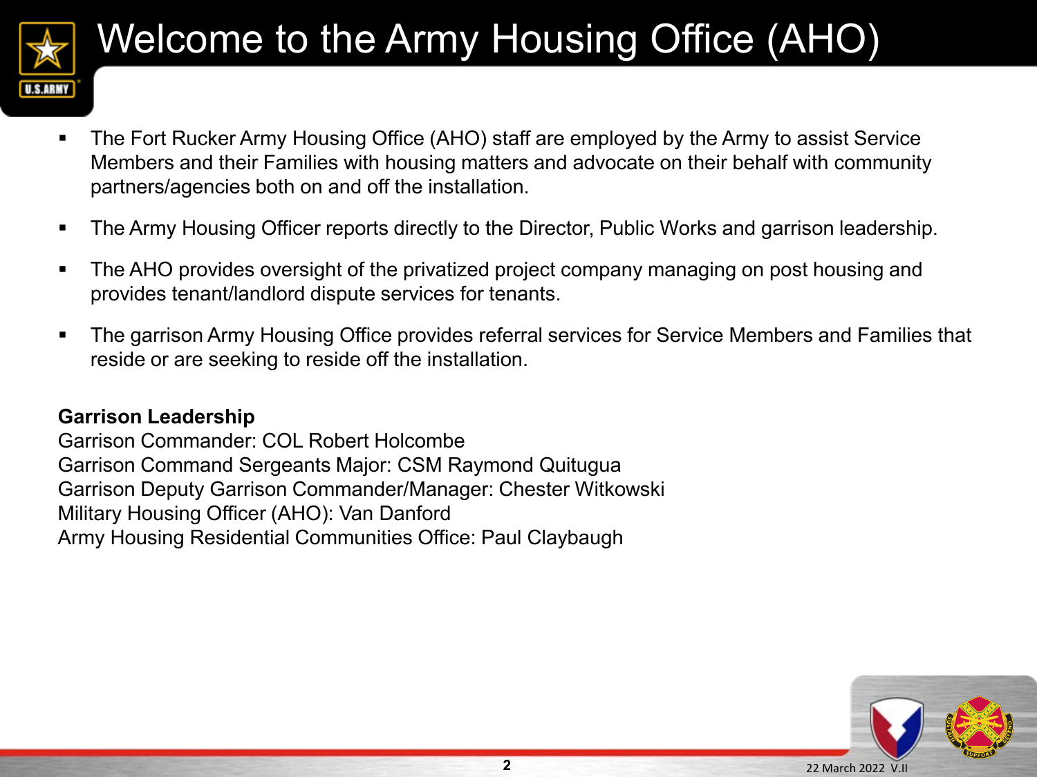# Welcome to the Army Housing Office (AHO)

- The Fort Rucker Army Housing Office (AHO) staff are employed by the Army to assist Service Members and their Families with housing matters and advocate on their behalf with community partners/agencies both on and off the installation.
- The Army Housing Officer reports directly to the Director, Public Works and garrison leadership.
- The AHO provides oversight of the privatized project company managing on post housing and provides tenant/landlord dispute services for tenants.
- The garrison Army Housing Office provides referral services for Service Members and Families that reside or are seeking to reside off the installation.

**Garrison Leadership**
Garrison Commander: COL Robert Holcombe
Garrison Command Sergeants Major: CSM Raymond Quitugua
Garrison Deputy Garrison Commander/Manager: Chester Witkowski
Military Housing Officer (AHO): Van Danford
Army Housing Residential Communities Office: Paul Claybaugh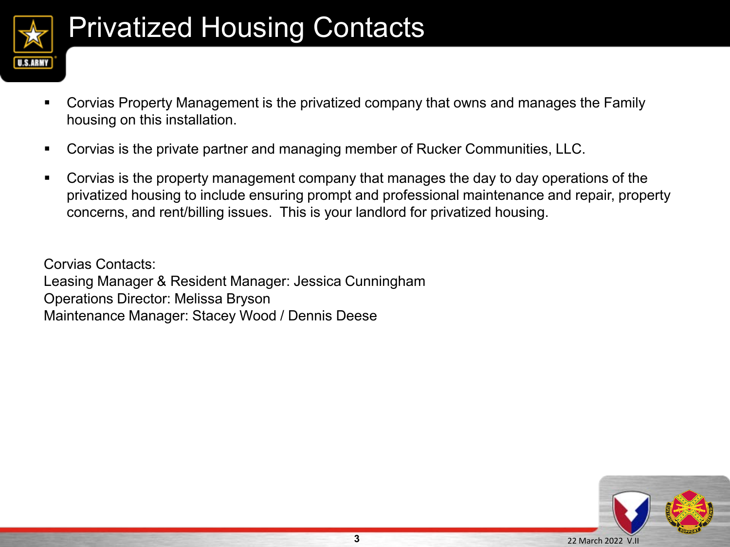# Privatized Housing Contacts

- Corvias Property Management is the privatized company that owns and manages the Family housing on this installation.
- Corvias is the private partner and managing member of Rucker Communities, LLC.
- Corvias is the property management company that manages the day to day operations of the privatized housing to include ensuring prompt and professional maintenance and repair, property concerns, and rent/billing issues. This is your landlord for privatized housing.

Corvias Contacts:
Leasing Manager & Resident Manager: Jessica Cunningham
Operations Director: Melissa Bryson
Maintenance Manager: Stacey Wood / Dennis Deese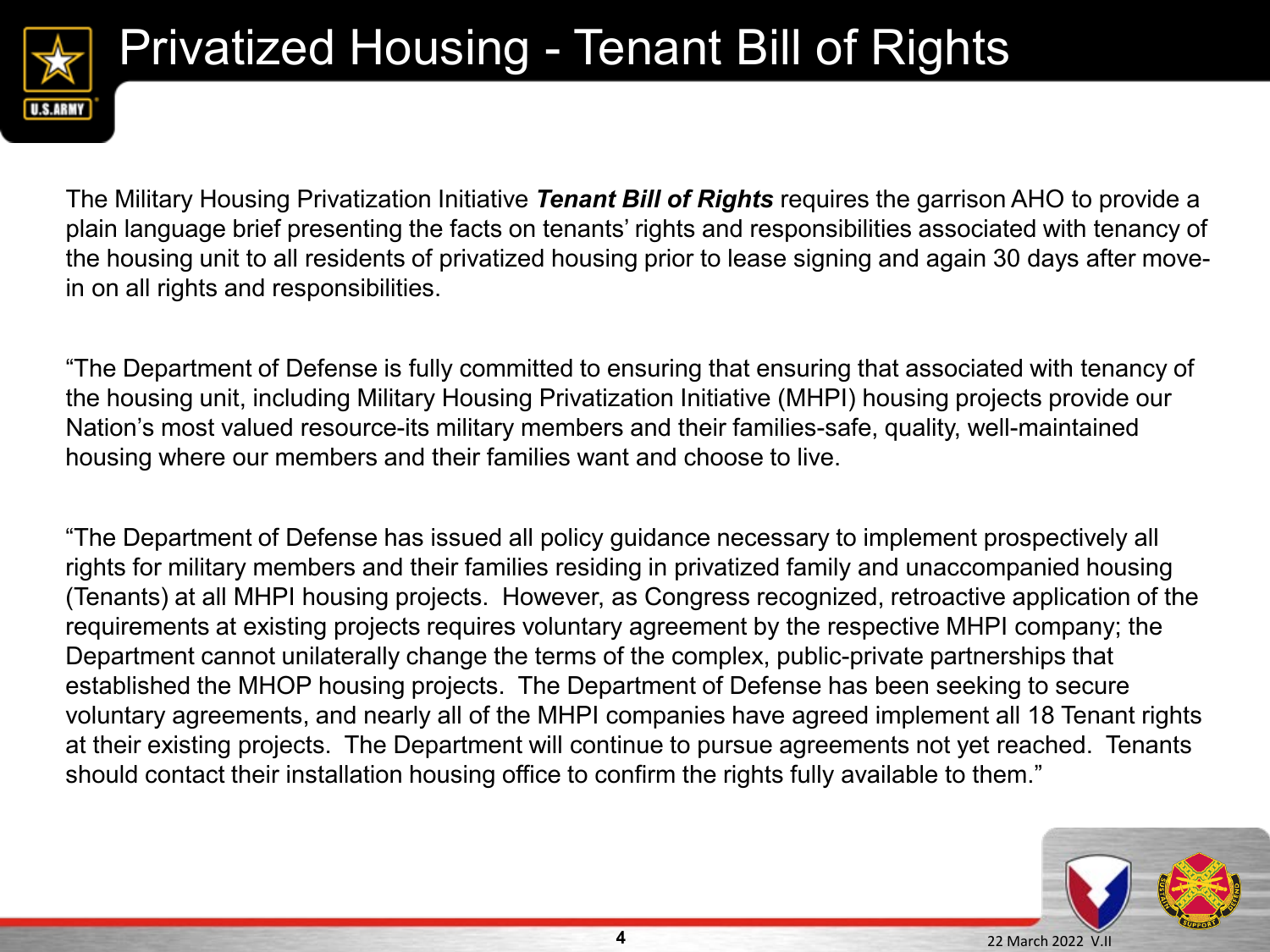# Privatized Housing - Tenant Bill of Rights

The Military Housing Privatization Initiative ***Tenant Bill of Rights*** requires the garrison AHO to provide a plain language brief presenting the facts on tenants' rights and responsibilities associated with tenancy of the housing unit to all residents of privatized housing prior to lease signing and again 30 days after move-in on all rights and responsibilities.

"The Department of Defense is fully committed to ensuring that ensuring that associated with tenancy of the housing unit, including Military Housing Privatization Initiative (MHPI) housing projects provide our Nation's most valued resource-its military members and their families-safe, quality, well-maintained housing where our members and their families want and choose to live.

"The Department of Defense has issued all policy guidance necessary to implement prospectively all rights for military members and their families residing in privatized family and unaccompanied housing (Tenants) at all MHPI housing projects. However, as Congress recognized, retroactive application of the requirements at existing projects requires voluntary agreement by the respective MHPI company; the Department cannot unilaterally change the terms of the complex, public-private partnerships that established the MHOP housing projects. The Department of Defense has been seeking to secure voluntary agreements, and nearly all of the MHPI companies have agreed implement all 18 Tenant rights at their existing projects. The Department will continue to pursue agreements not yet reached. Tenants should contact their installation housing office to confirm the rights fully available to them."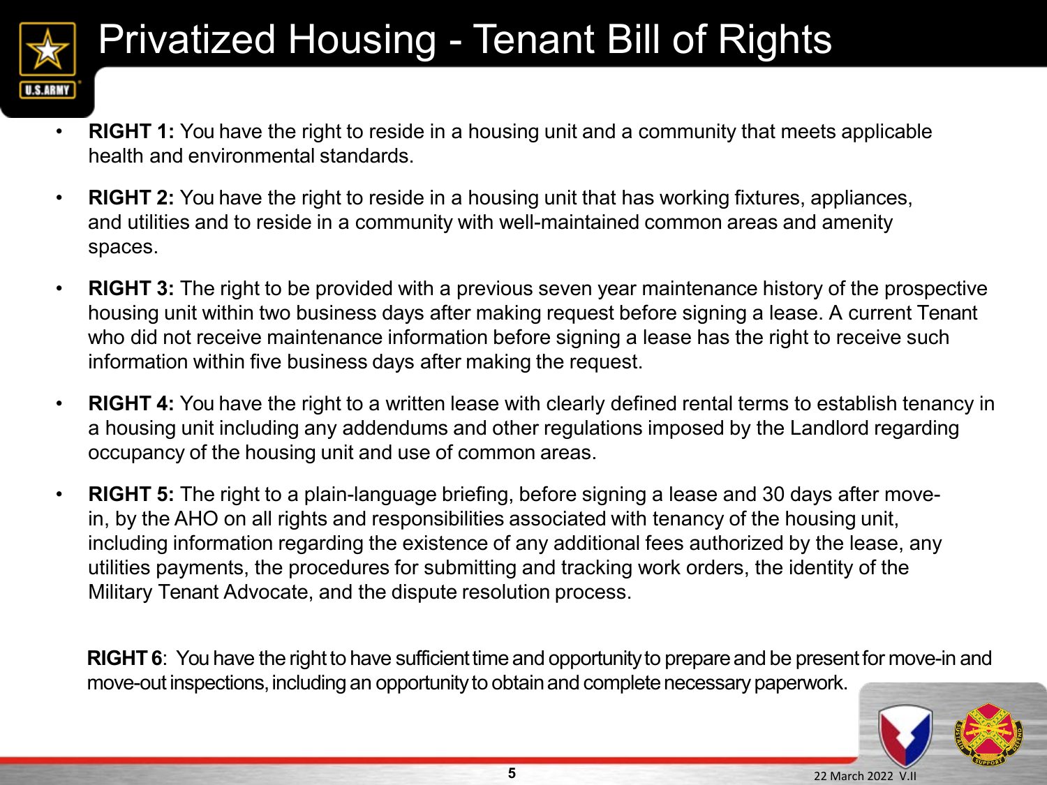# Privatized Housing - Tenant Bill of Rights

- **RIGHT 1:** You have the right to reside in a housing unit and a community that meets applicable health and environmental standards.
- **RIGHT 2:** You have the right to reside in a housing unit that has working fixtures, appliances, and utilities and to reside in a community with well-maintained common areas and amenity spaces.
- **RIGHT 3:** The right to be provided with a previous seven year maintenance history of the prospective housing unit within two business days after making request before signing a lease. A current Tenant who did not receive maintenance information before signing a lease has the right to receive such information within five business days after making the request.
- **RIGHT 4:** You have the right to a written lease with clearly defined rental terms to establish tenancy in a housing unit including any addendums and other regulations imposed by the Landlord regarding occupancy of the housing unit and use of common areas.
- **RIGHT 5:** The right to a plain-language briefing, before signing a lease and 30 days after move-in, by the AHO on all rights and responsibilities associated with tenancy of the housing unit, including information regarding the existence of any additional fees authorized by the lease, any utilities payments, the procedures for submitting and tracking work orders, the identity of the Military Tenant Advocate, and the dispute resolution process.

**RIGHT 6**: You have the right to have sufficient time and opportunity to prepare and be present for move-in and move-out inspections, including an opportunity to obtain and complete necessary paperwork.

22 March 2022 V.II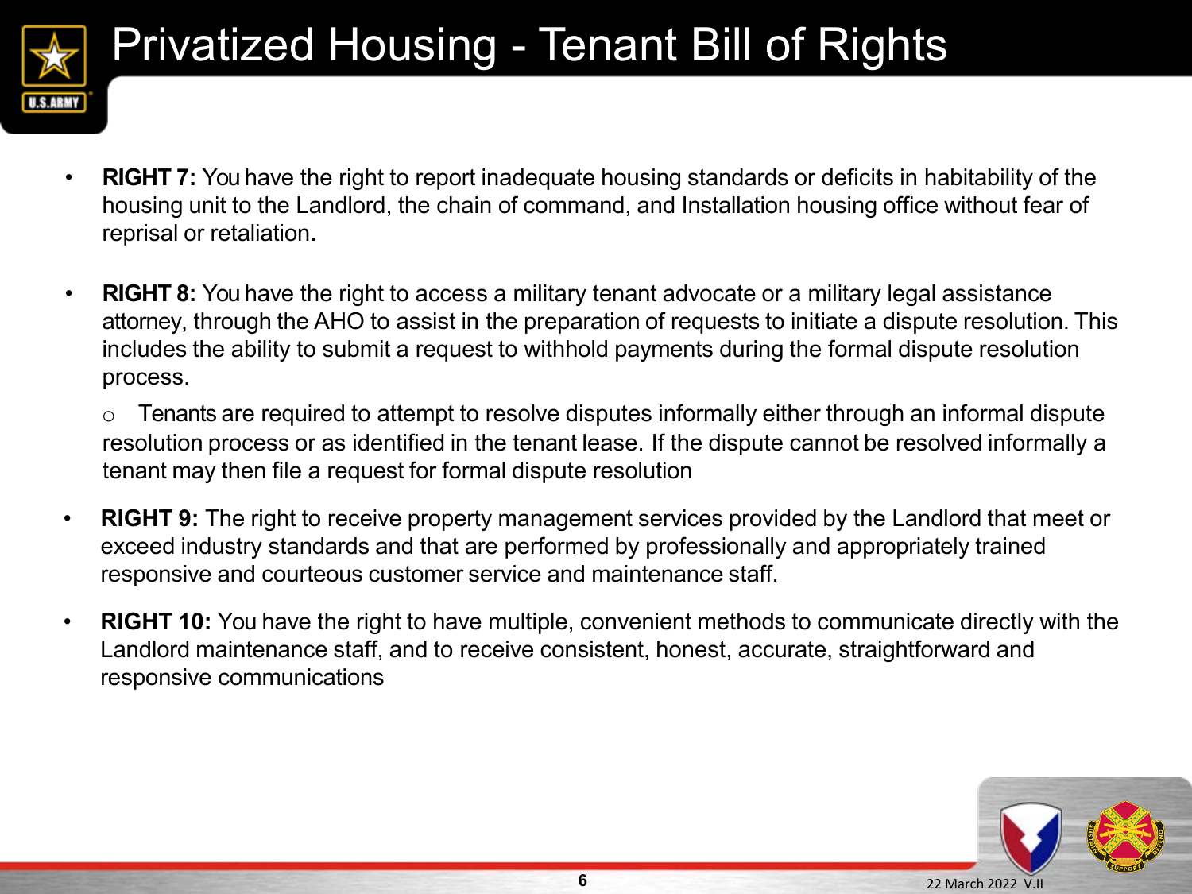# Privatized Housing - Tenant Bill of Rights

- **RIGHT 7:** You have the right to report inadequate housing standards or deficits in habitability of the housing unit to the Landlord, the chain of command, and Installation housing office without fear of reprisal or retaliation**.**

- **RIGHT 8:** You have the right to access a military tenant advocate or a military legal assistance attorney, through the AHO to assist in the preparation of requests to initiate a dispute resolution. This includes the ability to submit a request to withhold payments during the formal dispute resolution process.
  - Tenants are required to attempt to resolve disputes informally either through an informal dispute resolution process or as identified in the tenant lease. If the dispute cannot be resolved informally a tenant may then file a request for formal dispute resolution

- **RIGHT 9:** The right to receive property management services provided by the Landlord that meet or exceed industry standards and that are performed by professionally and appropriately trained responsive and courteous customer service and maintenance staff.

- **RIGHT 10:** You have the right to have multiple, convenient methods to communicate directly with the Landlord maintenance staff, and to receive consistent, honest, accurate, straightforward and responsive communications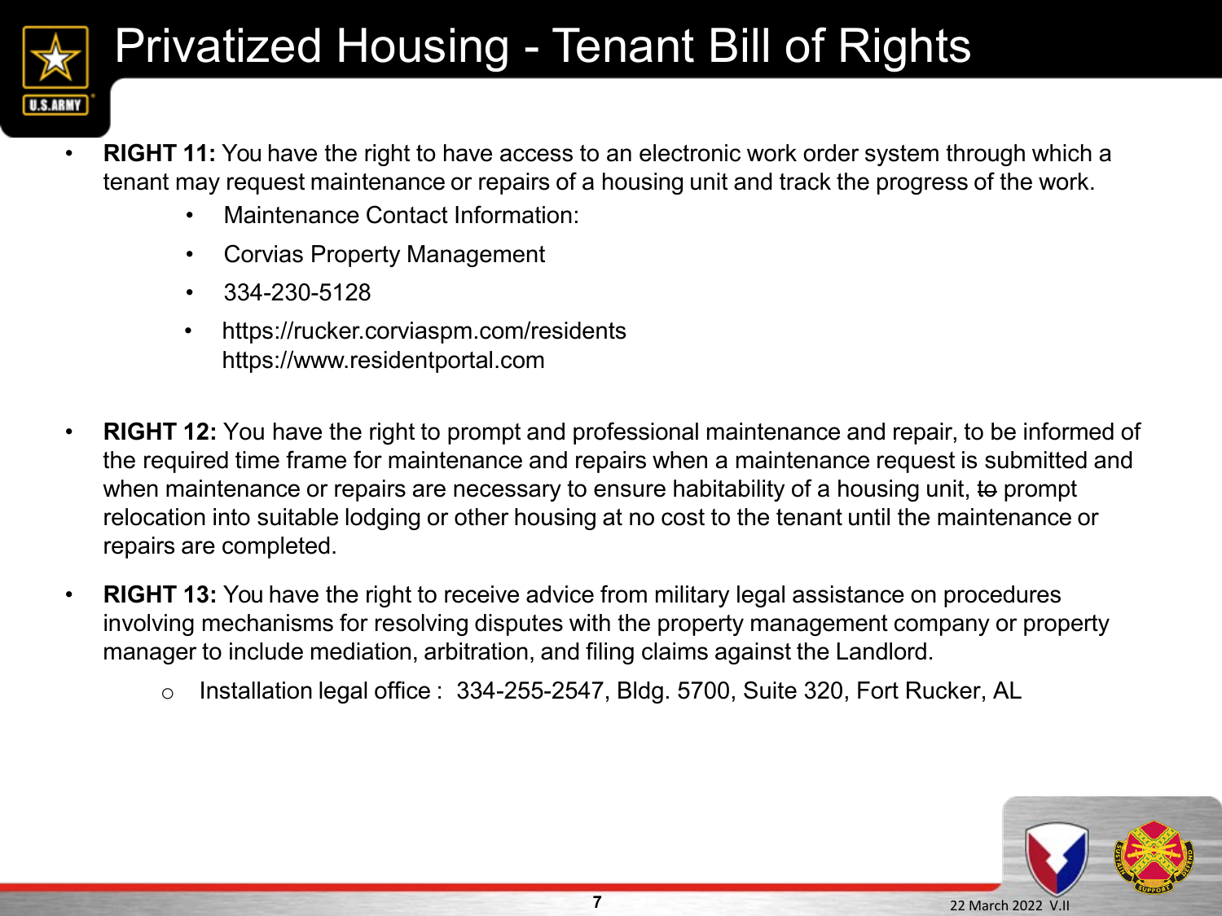# Privatized Housing - Tenant Bill of Rights

- **RIGHT 11:** You have the right to have access to an electronic work order system through which a tenant may request maintenance or repairs of a housing unit and track the progress of the work.
  - Maintenance Contact Information:
  - Corvias Property Management
  - 334-230-5128
  - https://rucker.corviaspm.com/residents https://www.residentportal.com

- **RIGHT 12:** You have the right to prompt and professional maintenance and repair, to be informed of the required time frame for maintenance and repairs when a maintenance request is submitted and when maintenance or repairs are necessary to ensure habitability of a housing unit, ~~to~~ prompt relocation into suitable lodging or other housing at no cost to the tenant until the maintenance or repairs are completed.

- **RIGHT 13:** You have the right to receive advice from military legal assistance on procedures involving mechanisms for resolving disputes with the property management company or property manager to include mediation, arbitration, and filing claims against the Landlord.
  - Installation legal office : 334-255-2547, Bldg. 5700, Suite 320, Fort Rucker, AL

22 March 2022 V.II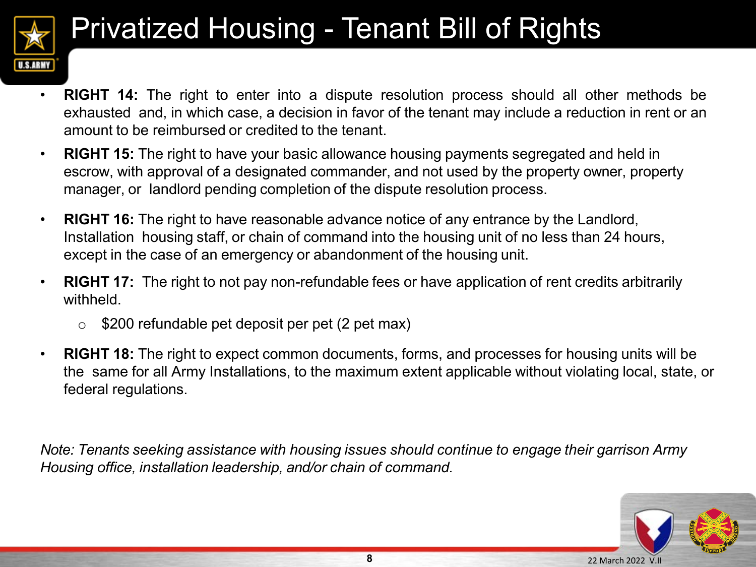# Privatized Housing - Tenant Bill of Rights

- **RIGHT 14:** The right to enter into a dispute resolution process should all other methods be exhausted and, in which case, a decision in favor of the tenant may include a reduction in rent or an amount to be reimbursed or credited to the tenant.
- **RIGHT 15:** The right to have your basic allowance housing payments segregated and held in escrow, with approval of a designated commander, and not used by the property owner, property manager, or landlord pending completion of the dispute resolution process.
- **RIGHT 16:** The right to have reasonable advance notice of any entrance by the Landlord, Installation housing staff, or chain of command into the housing unit of no less than 24 hours, except in the case of an emergency or abandonment of the housing unit.
- **RIGHT 17:** The right to not pay non-refundable fees or have application of rent credits arbitrarily withheld.
  - $200 refundable pet deposit per pet (2 pet max)
- **RIGHT 18:** The right to expect common documents, forms, and processes for housing units will be the same for all Army Installations, to the maximum extent applicable without violating local, state, or federal regulations.

*Note: Tenants seeking assistance with housing issues should continue to engage their garrison Army Housing office, installation leadership, and/or chain of command.*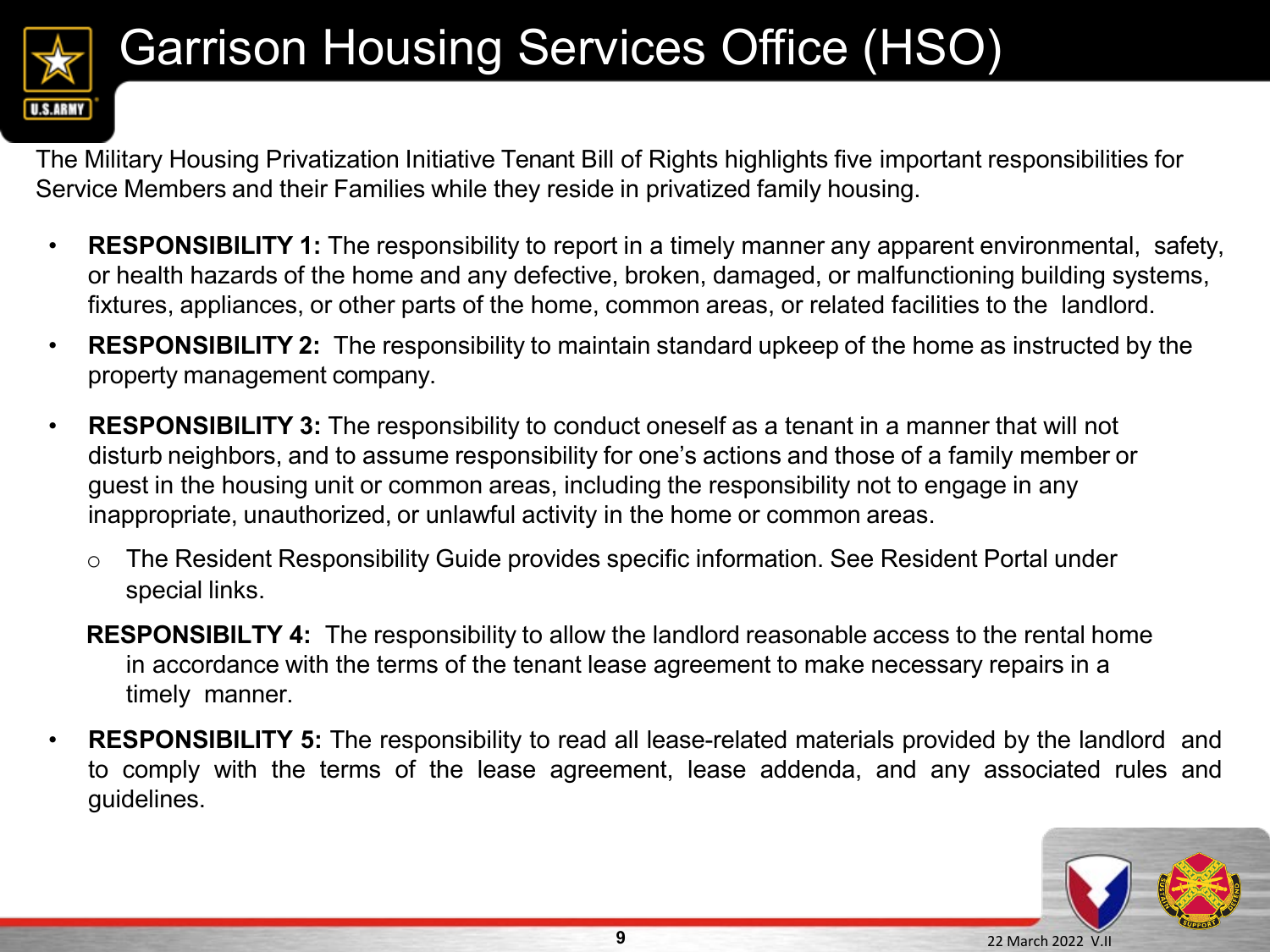# Garrison Housing Services Office (HSO)

The Military Housing Privatization Initiative Tenant Bill of Rights highlights five important responsibilities for Service Members and their Families while they reside in privatized family housing.

- **RESPONSIBILITY 1:** The responsibility to report in a timely manner any apparent environmental, safety, or health hazards of the home and any defective, broken, damaged, or malfunctioning building systems, fixtures, appliances, or other parts of the home, common areas, or related facilities to the landlord.
- **RESPONSIBILITY 2:** The responsibility to maintain standard upkeep of the home as instructed by the property management company.
- **RESPONSIBILITY 3:** The responsibility to conduct oneself as a tenant in a manner that will not disturb neighbors, and to assume responsibility for one's actions and those of a family member or guest in the housing unit or common areas, including the responsibility not to engage in any inappropriate, unauthorized, or unlawful activity in the home or common areas.
  - The Resident Responsibility Guide provides specific information. See Resident Portal under special links.

**RESPONSIBILTY 4:** The responsibility to allow the landlord reasonable access to the rental home in accordance with the terms of the tenant lease agreement to make necessary repairs in a timely manner.

- **RESPONSIBILITY 5:** The responsibility to read all lease-related materials provided by the landlord and to comply with the terms of the lease agreement, lease addenda, and any associated rules and guidelines.

22 March 2022 V.II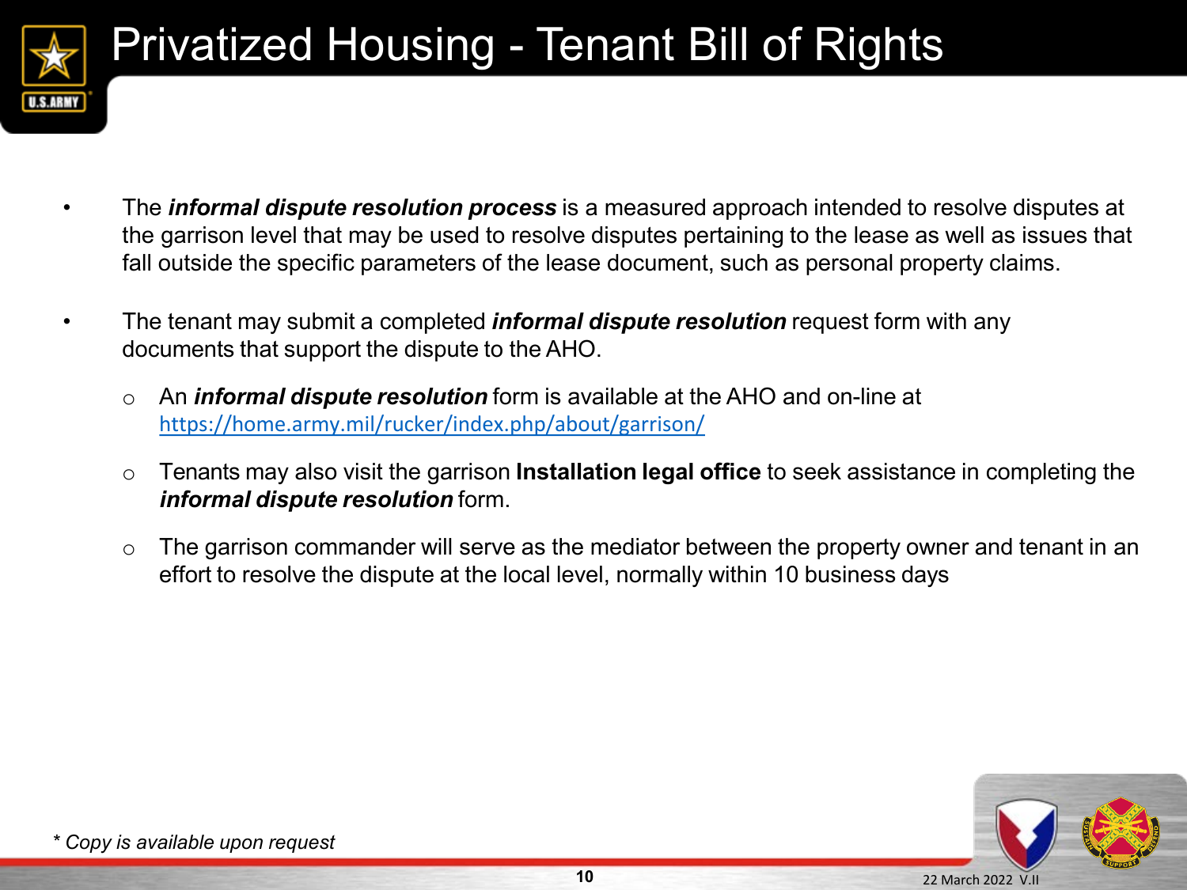# Privatized Housing - Tenant Bill of Rights

- The ***informal dispute resolution process*** is a measured approach intended to resolve disputes at the garrison level that may be used to resolve disputes pertaining to the lease as well as issues that fall outside the specific parameters of the lease document, such as personal property claims.

- The tenant may submit a completed ***informal dispute resolution*** request form with any documents that support the dispute to the AHO.
  - An ***informal dispute resolution*** form is available at the AHO and on-line at https://home.army.mil/rucker/index.php/about/garrison/
  - Tenants may also visit the garrison **Installation legal office** to seek assistance in completing the ***informal dispute resolution*** form.
  - The garrison commander will serve as the mediator between the property owner and tenant in an effort to resolve the dispute at the local level, normally within 10 business days

*\* Copy is available upon request*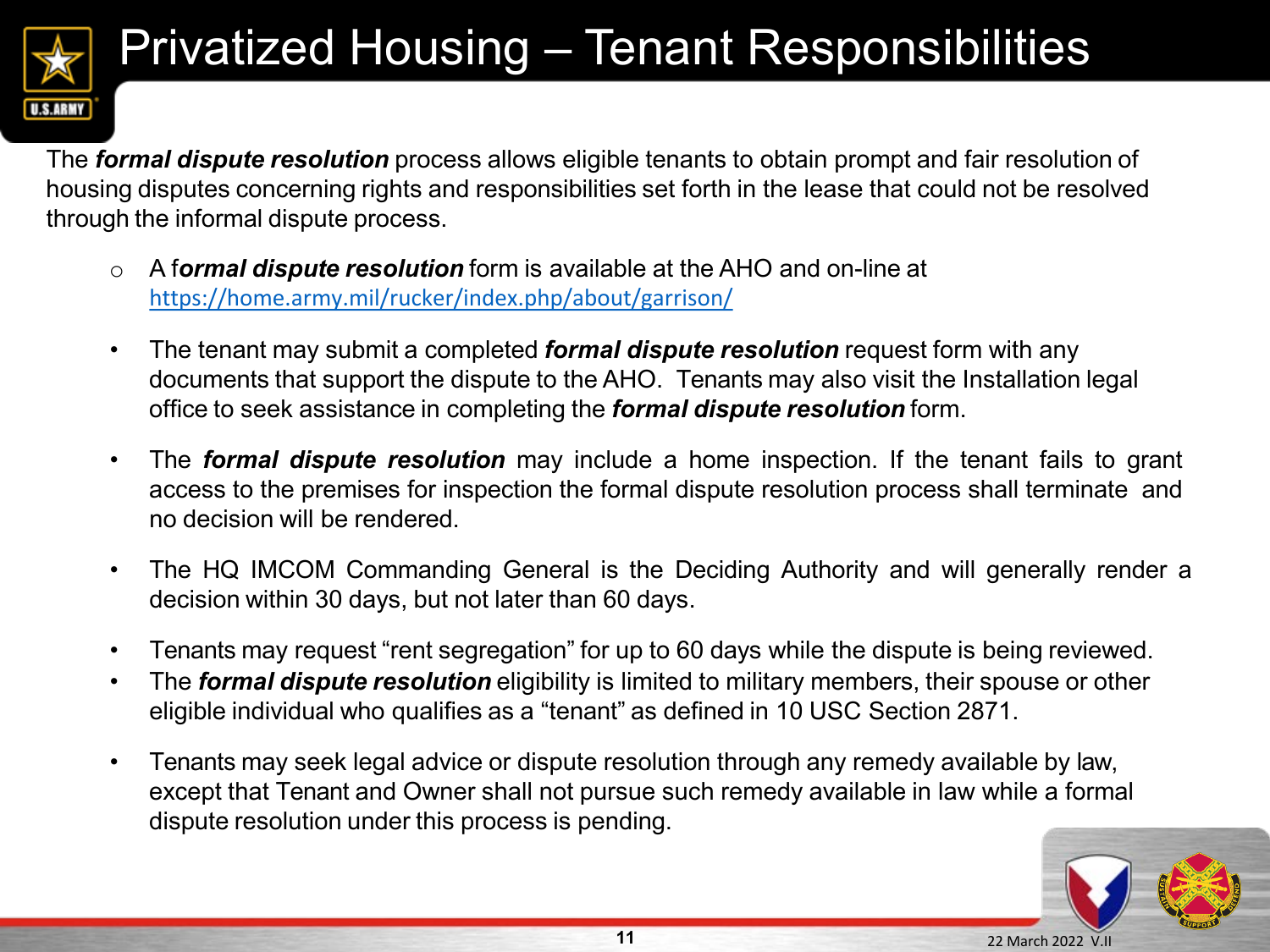# Privatized Housing – Tenant Responsibilities

The ***formal dispute resolution*** process allows eligible tenants to obtain prompt and fair resolution of housing disputes concerning rights and responsibilities set forth in the lease that could not be resolved through the informal dispute process.

- A f***ormal dispute resolution*** form is available at the AHO and on-line at https://home.army.mil/rucker/index.php/about/garrison/

- The tenant may submit a completed ***formal dispute resolution*** request form with any documents that support the dispute to the AHO. Tenants may also visit the Installation legal office to seek assistance in completing the ***formal dispute resolution*** form.

- The ***formal dispute resolution*** may include a home inspection. If the tenant fails to grant access to the premises for inspection the formal dispute resolution process shall terminate and no decision will be rendered.

- The HQ IMCOM Commanding General is the Deciding Authority and will generally render a decision within 30 days, but not later than 60 days.

- Tenants may request "rent segregation" for up to 60 days while the dispute is being reviewed.
- The ***formal dispute resolution*** eligibility is limited to military members, their spouse or other eligible individual who qualifies as a "tenant" as defined in 10 USC Section 2871.

- Tenants may seek legal advice or dispute resolution through any remedy available by law, except that Tenant and Owner shall not pursue such remedy available in law while a formal dispute resolution under this process is pending.

22 March 2022 V.II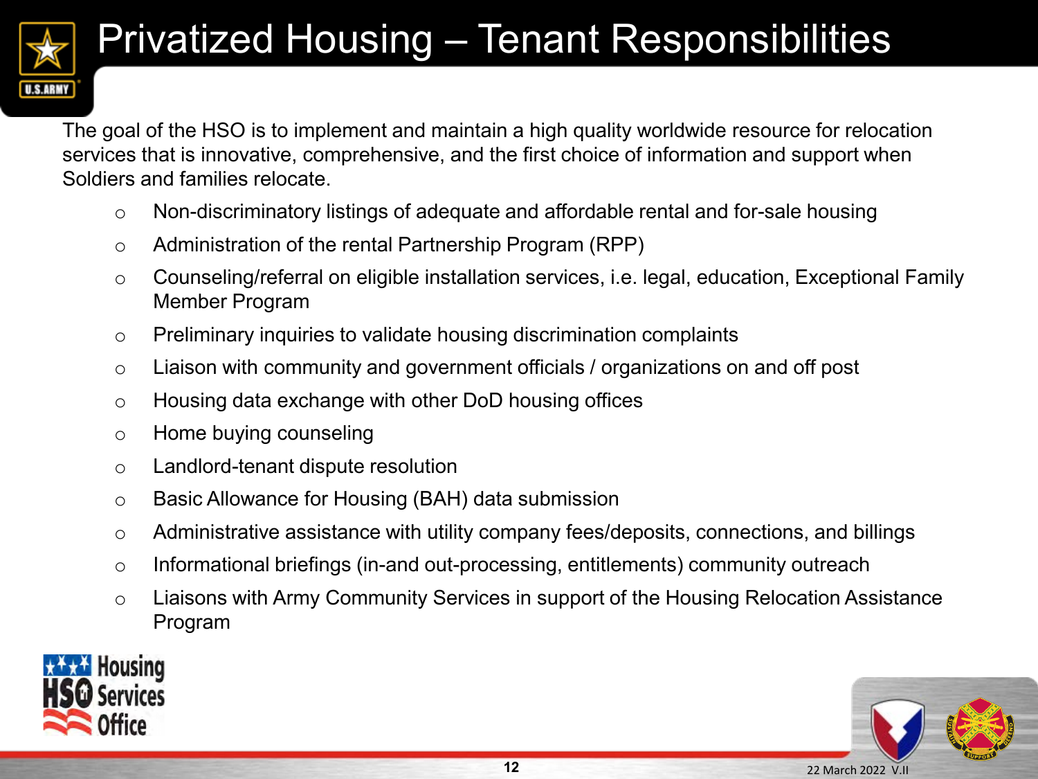# Privatized Housing – Tenant Responsibilities

The goal of the HSO is to implement and maintain a high quality worldwide resource for relocation services that is innovative, comprehensive, and the first choice of information and support when Soldiers and families relocate.

- Non-discriminatory listings of adequate and affordable rental and for-sale housing
- Administration of the rental Partnership Program (RPP)
- Counseling/referral on eligible installation services, i.e. legal, education, Exceptional Family Member Program
- Preliminary inquiries to validate housing discrimination complaints
- Liaison with community and government officials / organizations on and off post
- Housing data exchange with other DoD housing offices
- Home buying counseling
- Landlord-tenant dispute resolution
- Basic Allowance for Housing (BAH) data submission
- Administrative assistance with utility company fees/deposits, connections, and billings
- Informational briefings (in-and out-processing, entitlements) community outreach
- Liaisons with Army Community Services in support of the Housing Relocation Assistance Program

HSO Housing Services Office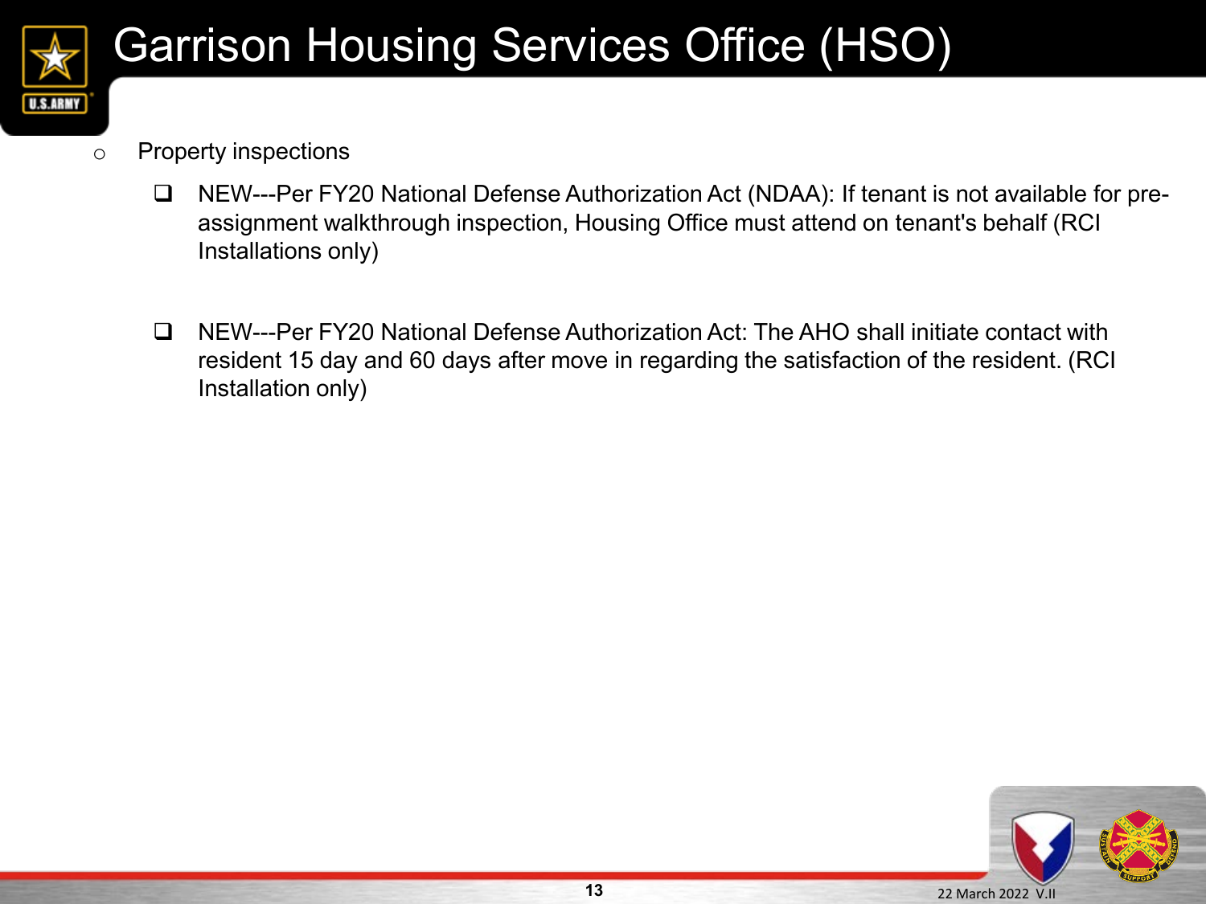# Garrison Housing Services Office (HSO)

- Property inspections
  - NEW---Per FY20 National Defense Authorization Act (NDAA): If tenant is not available for pre-assignment walkthrough inspection, Housing Office must attend on tenant's behalf (RCI Installations only)
  - NEW---Per FY20 National Defense Authorization Act: The AHO shall initiate contact with resident 15 day and 60 days after move in regarding the satisfaction of the resident. (RCI Installation only)

22 March 2022 V.II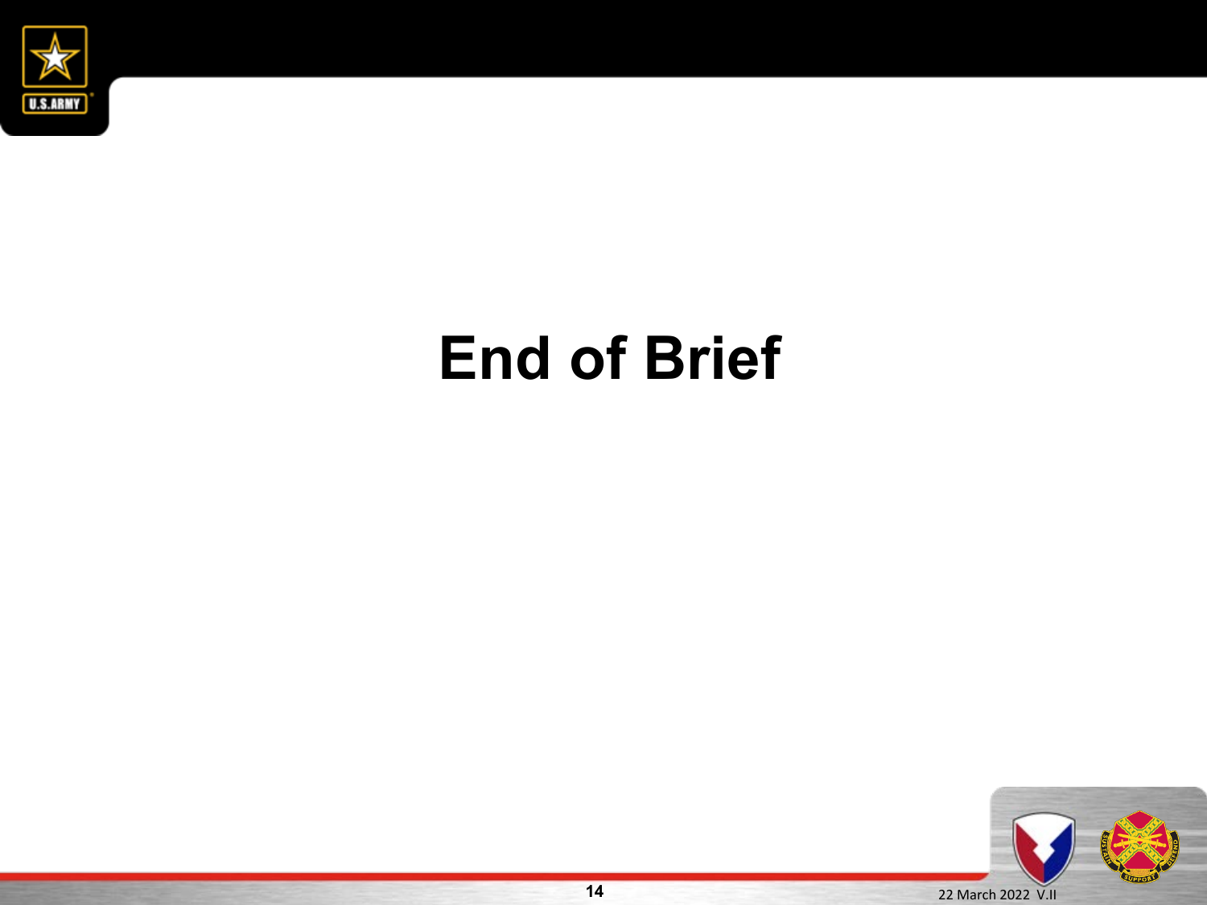# End of Brief